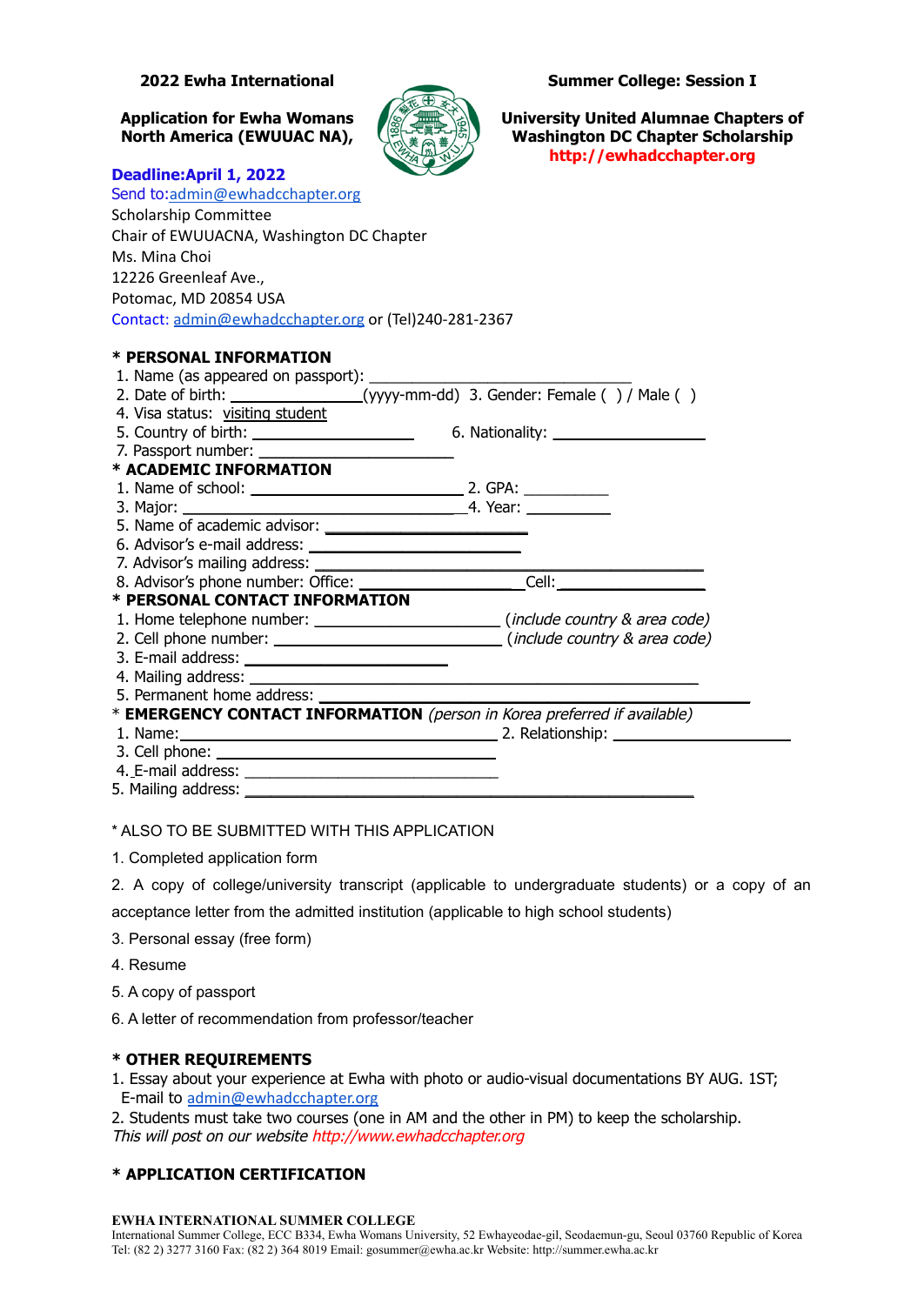**2022 Ewha International Summer College: Session I**

**Application for Ewha Womans University United Alumnae Chapters of North America (EWUUAC NA), Washington DC Chapter Scholarship**

**http://ewhadcchapter.org**

**Deadline:April 1, 2022**

Send to:admin@ewhadcchapter.org
Scholarship Committee
Chair of EWUUACNA, Washington DC Chapter
Ms. Mina Choi
12226 Greenleaf Ave.,
Potomac, MD 20854 USA
Contact: admin@ewhadcchapter.org or (Tel)240-281-2367

**\* PERSONAL INFORMATION**

1. Name (as appeared on passport): ______________________________
2. Date of birth: _______________(yyyy-mm-dd) 3. Gender: Female ( ) / Male ( )
4. Visa status: visiting student
5. Country of birth: __________________ 6. Nationality: _________________
7. Passport number: ______________________

**\* ACADEMIC INFORMATION**

1. Name of school: ________________________ 2. GPA: __________
3. Major: ________________________________ 4. Year: __________
5. Name of academic advisor: _______________________
6. Advisor's e-mail address: ________________________
7. Advisor's mailing address: _____________________________________________
8. Advisor's phone number: Office: __________________ Cell: _________________

**\* PERSONAL CONTACT INFORMATION**

1. Home telephone number: _____________________ (*include country & area code)*
2. Cell phone number: __________________________ (*include country & area code)*
3. E-mail address: _____________________
4. Mailing address: ____________________________________________________
5. Permanent home address: _____________________________________________

\* **EMERGENCY CONTACT INFORMATION** *(person in Korea preferred if available)*

1. Name: ___________________________________ 2. Relationship: ____________________
3. Cell phone: ______________________________
4. E-mail address: _____________________________
5. Mailing address: ____________________________________________________

\* ALSO TO BE SUBMITTED WITH THIS APPLICATION

1. Completed application form
2. A copy of college/university transcript (applicable to undergraduate students) or a copy of an acceptance letter from the admitted institution (applicable to high school students)
3. Personal essay (free form)
4. Resume
5. A copy of passport
6. A letter of recommendation from professor/teacher

**\* OTHER REQUIREMENTS**

1. Essay about your experience at Ewha with photo or audio-visual documentations BY AUG. 1ST; E-mail to admin@ewhadcchapter.org
2. Students must take two courses (one in AM and the other in PM) to keep the scholarship.

*This will post on our website http://www.ewhadcchapter.org*

**\* APPLICATION CERTIFICATION**

**EWHA INTERNATIONAL SUMMER COLLEGE**
International Summer College, ECC B334, Ewha Womans University, 52 Ewhayeodae-gil, Seodaemun-gu, Seoul 03760 Republic of Korea
Tel: (82 2) 3277 3160 Fax: (82 2) 364 8019 Email: gosummer@ewha.ac.kr Website: http://summer.ewha.ac.kr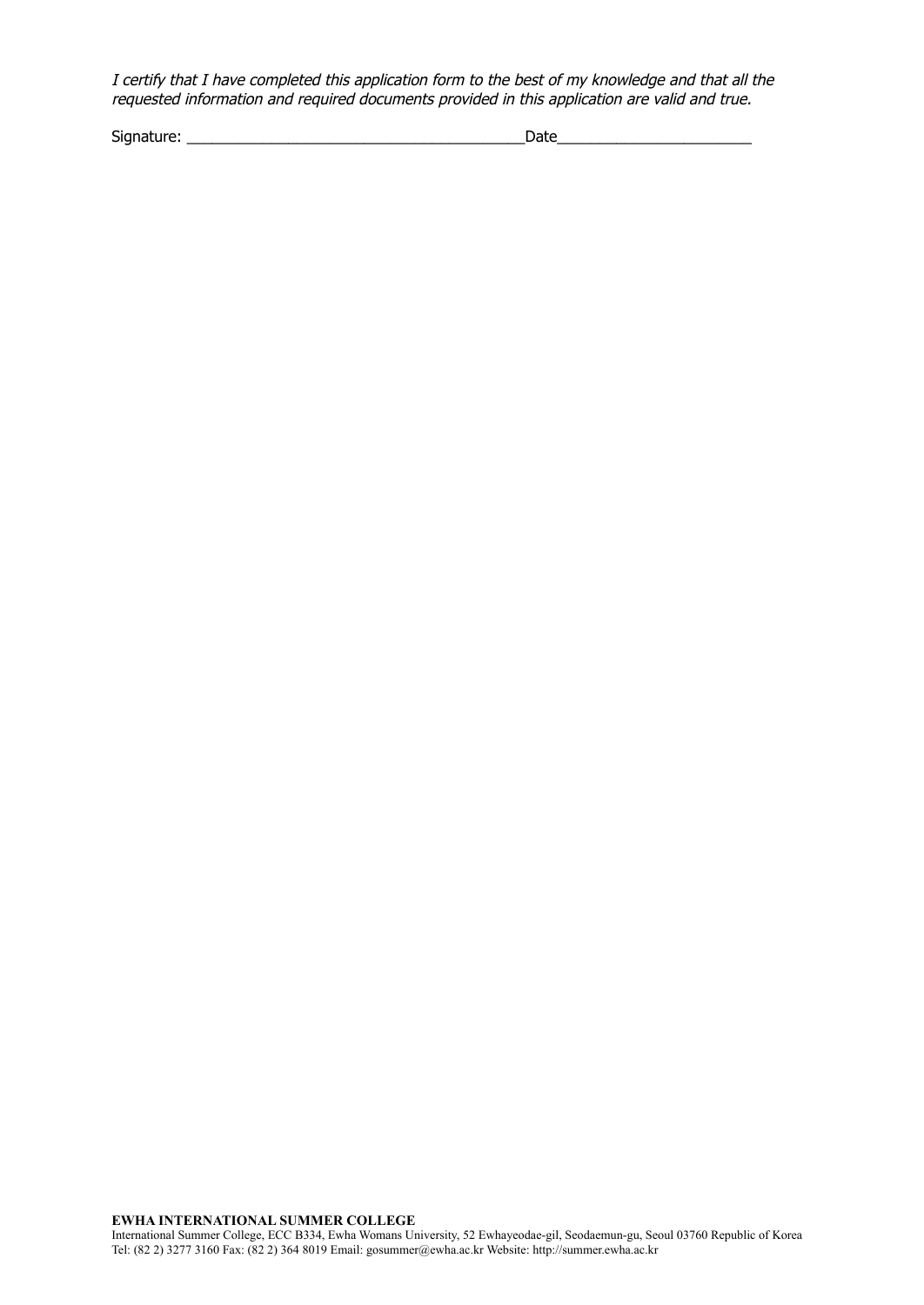*I certify that I have completed this application form to the best of my knowledge and that all the requested information and required documents provided in this application are valid and true.*

Signature: ________________________________________Date_______________________